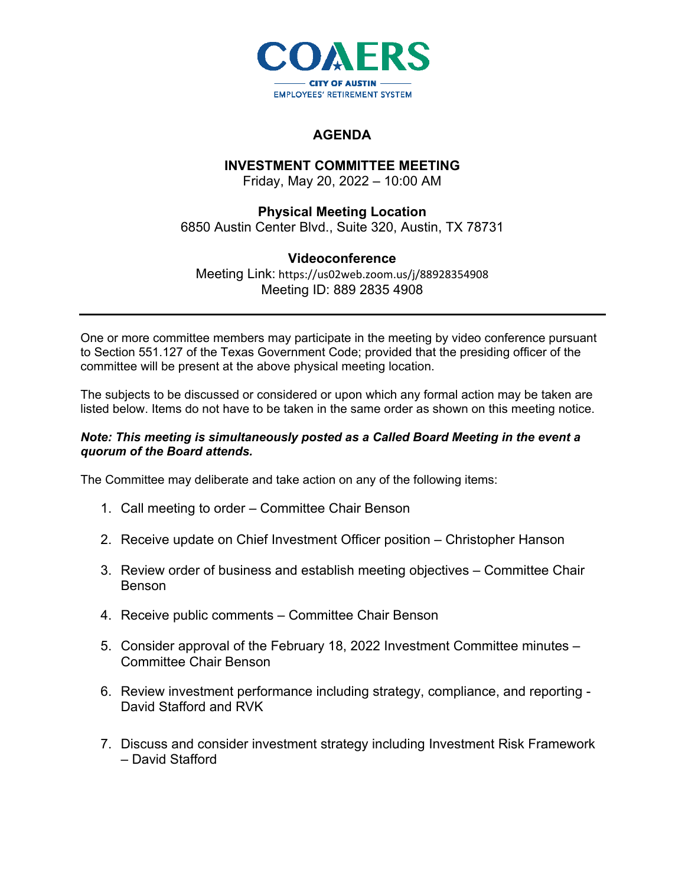COAERS

CITY OF AUSTIN

EMPLOYEES' RETIREMENT SYSTEM

# AGENDA

## INVESTMENT COMMITTEE MEETING

Friday, May 20, 2022 – 10:00 AM

**Physical Meeting Location**

6850 Austin Center Blvd., Suite 320, Austin, TX 78731

**Videoconference**

Meeting Link: https://us02web.zoom.us/j/88928354908

Meeting ID: 889 2835 4908

---

One or more committee members may participate in the meeting by video conference pursuant to Section 551.127 of the Texas Government Code; provided that the presiding officer of the committee will be present at the above physical meeting location.

The subjects to be discussed or considered or upon which any formal action may be taken are listed below. Items do not have to be taken in the same order as shown on this meeting notice.

***Note: This meeting is simultaneously posted as a Called Board Meeting in the event a quorum of the Board attends.***

The Committee may deliberate and take action on any of the following items:

1. Call meeting to order – Committee Chair Benson
2. Receive update on Chief Investment Officer position – Christopher Hanson
3. Review order of business and establish meeting objectives – Committee Chair Benson
4. Receive public comments – Committee Chair Benson
5. Consider approval of the February 18, 2022 Investment Committee minutes – Committee Chair Benson
6. Review investment performance including strategy, compliance, and reporting - David Stafford and RVK
7. Discuss and consider investment strategy including Investment Risk Framework – David Stafford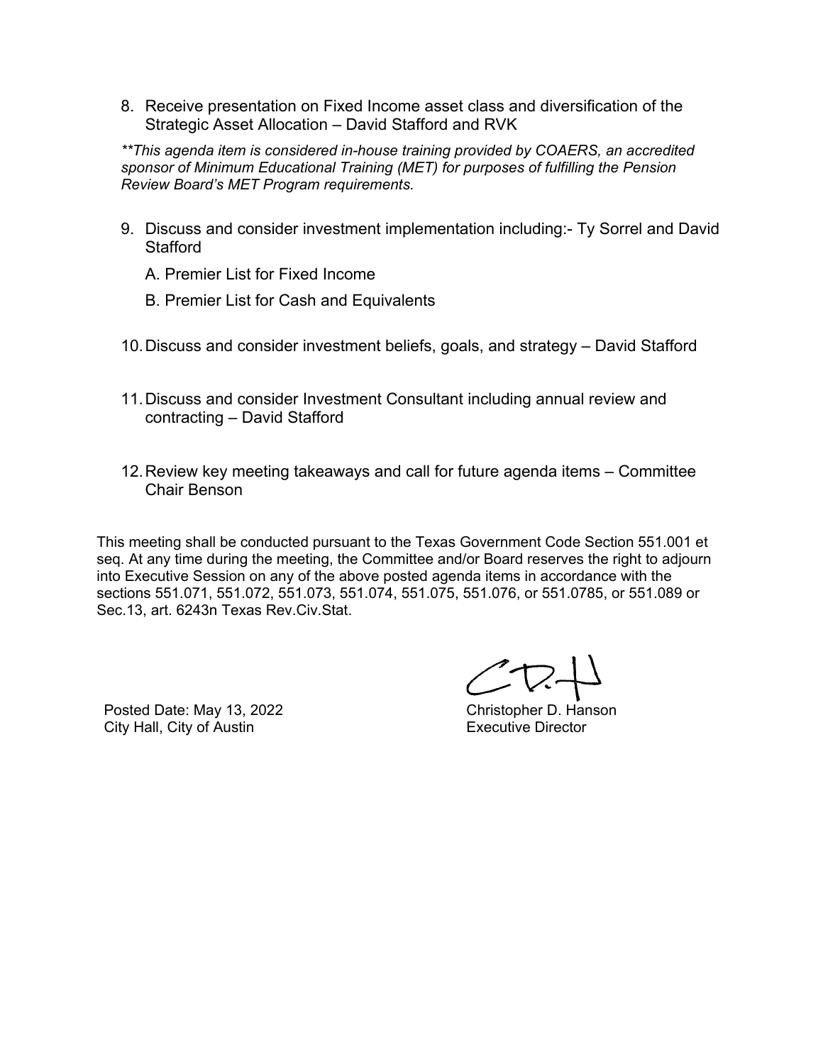8. Receive presentation on Fixed Income asset class and diversification of the Strategic Asset Allocation – David Stafford and RVK

   ***This agenda item is considered in-house training provided by COAERS, an accredited sponsor of Minimum Educational Training (MET) for purposes of fulfilling the Pension Review Board's MET Program requirements.*

9. Discuss and consider investment implementation including:- Ty Sorrel and David Stafford

   A. Premier List for Fixed Income

   B. Premier List for Cash and Equivalents

10. Discuss and consider investment beliefs, goals, and strategy – David Stafford

11. Discuss and consider Investment Consultant including annual review and contracting – David Stafford

12. Review key meeting takeaways and call for future agenda items – Committee Chair Benson

This meeting shall be conducted pursuant to the Texas Government Code Section 551.001 et seq. At any time during the meeting, the Committee and/or Board reserves the right to adjourn into Executive Session on any of the above posted agenda items in accordance with the sections 551.071, 551.072, 551.073, 551.074, 551.075, 551.076, or 551.0785, or 551.089 or Sec.13, art. 6243n Texas Rev.Civ.Stat.

Posted Date: May 13, 2022
City Hall, City of Austin

Christopher D. Hanson
Executive Director